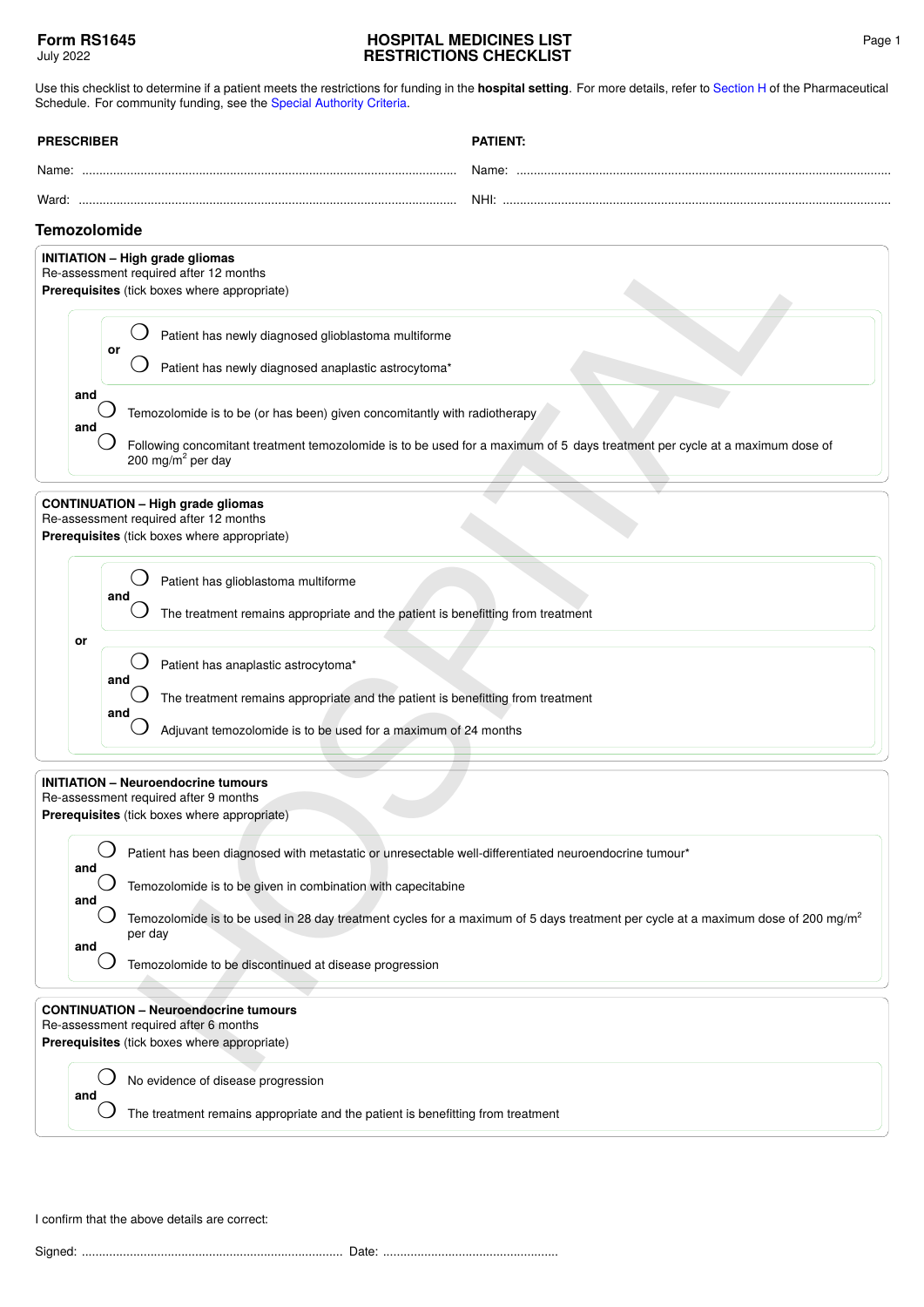**Form RS1645**
July 2022

# HOSPITAL MEDICINES LIST RESTRICTIONS CHECKLIST

Use this checklist to determine if a patient meets the restrictions for funding in the **hospital setting**. For more details, refer to Section H of the Pharmaceutical Schedule. For community funding, see the Special Authority Criteria.

**PRESCRIBER**

Name: ........................................................................................................

Ward: ........................................................................................................

**PATIENT:**

Name: ........................................................................................................

NHI: ........................................................................................................

## Temozolomide

**INITIATION – High grade gliomas**
Re-assessment required after 12 months
**Prerequisites** (tick boxes where appropriate)

- ◯ Patient has newly diagnosed glioblastoma multiforme

  **or**

- ◯ Patient has newly diagnosed anaplastic astrocytoma*

**and**

- ◯ Temozolomide is to be (or has been) given concomitantly with radiotherapy

**and**

- ◯ Following concomitant treatment temozolomide is to be used for a maximum of 5 days treatment per cycle at a maximum dose of 200 $mg/m^2$ per day

**CONTINUATION – High grade gliomas**
Re-assessment required after 12 months
**Prerequisites** (tick boxes where appropriate)

- ◯ Patient has glioblastoma multiforme

  **and**

- ◯ The treatment remains appropriate and the patient is benefitting from treatment

**or**

- ◯ Patient has anaplastic astrocytoma*

  **and**

- ◯ The treatment remains appropriate and the patient is benefitting from treatment

  **and**

- ◯ Adjuvant temozolomide is to be used for a maximum of 24 months

**INITIATION – Neuroendocrine tumours**
Re-assessment required after 9 months
**Prerequisites** (tick boxes where appropriate)

- ◯ Patient has been diagnosed with metastatic or unresectable well-differentiated neuroendocrine tumour*

**and**

- ◯ Temozolomide is to be given in combination with capecitabine

**and**

- ◯ Temozolomide is to be used in 28 day treatment cycles for a maximum of 5 days treatment per cycle at a maximum dose of 200 $mg/m^2$ per day

**and**

- ◯ Temozolomide to be discontinued at disease progression

**CONTINUATION – Neuroendocrine tumours**
Re-assessment required after 6 months
**Prerequisites** (tick boxes where appropriate)

- ◯ No evidence of disease progression

**and**

- ◯ The treatment remains appropriate and the patient is benefitting from treatment

I confirm that the above details are correct:

Signed: ........................................................................... Date: ...................................................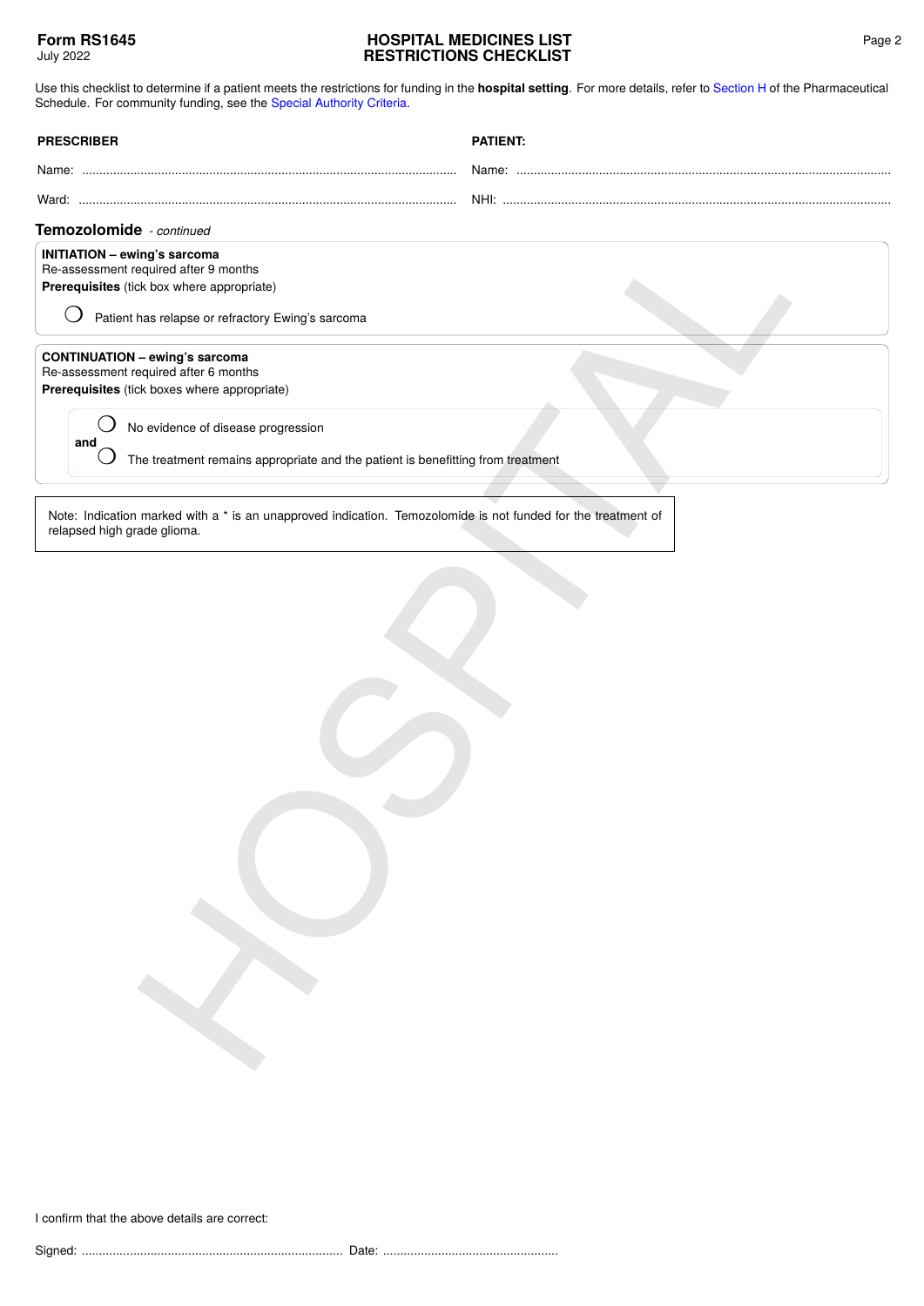**Form RS1645**
July 2022

# HOSPITAL MEDICINES LIST RESTRICTIONS CHECKLIST

Use this checklist to determine if a patient meets the restrictions for funding in the **hospital setting**. For more details, refer to Section H of the Pharmaceutical Schedule. For community funding, see the Special Authority Criteria.

**PRESCRIBER**

Name: ..........................................................................................................

Ward: ..........................................................................................................

**PATIENT:**

Name: ..........................................................................................................

NHI: ..........................................................................................................

## Temozolomide *- continued*

**INITIATION – ewing's sarcoma**
Re-assessment required after 9 months
**Prerequisites** (tick box where appropriate)

- ◯ Patient has relapse or refractory Ewing's sarcoma

**CONTINUATION – ewing's sarcoma**
Re-assessment required after 6 months
**Prerequisites** (tick boxes where appropriate)

- ◯ No evidence of disease progression

**and**

- ◯ The treatment remains appropriate and the patient is benefitting from treatment

Note: Indication marked with a * is an unapproved indication. Temozolomide is not funded for the treatment of relapsed high grade glioma.

I confirm that the above details are correct:

Signed: ........................................................................... Date: ..................................................